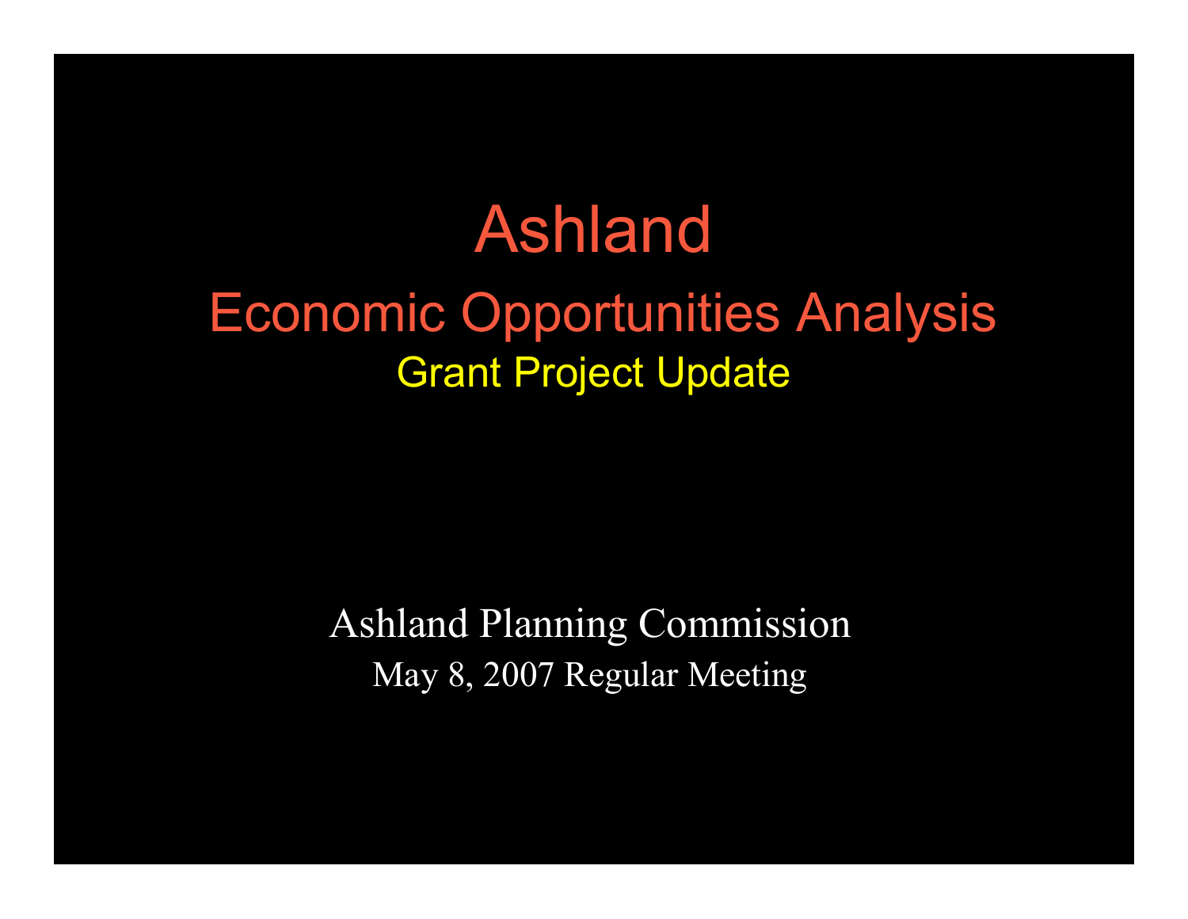# Ashland

## Economic Opportunities Analysis

### Grant Project Update

Ashland Planning Commission

May 8, 2007 Regular Meeting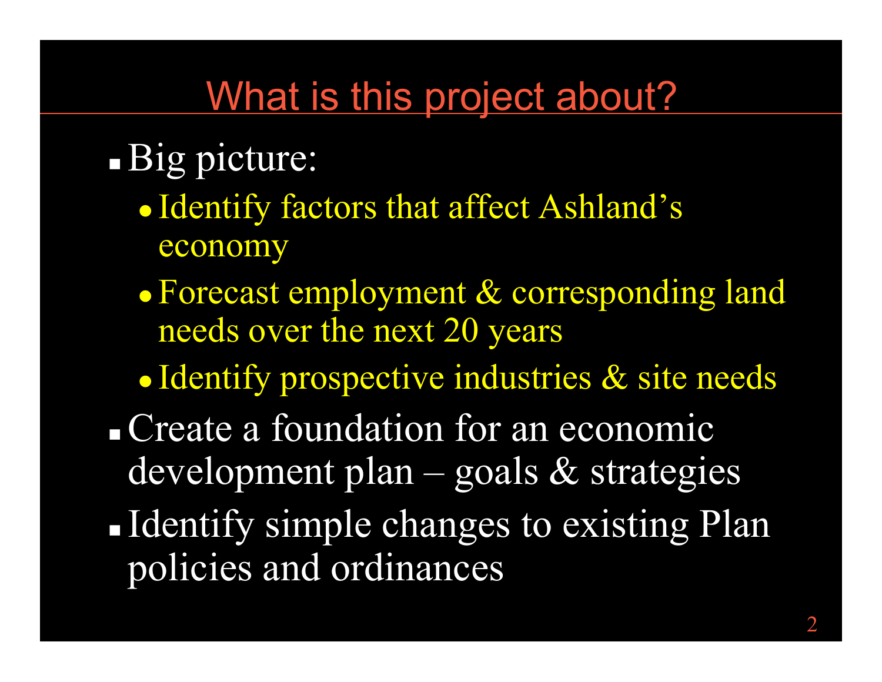# What is this project about?

- Big picture:
  - Identify factors that affect Ashland's economy
  - Forecast employment & corresponding land needs over the next 20 years
  - Identify prospective industries & site needs
- Create a foundation for an economic development plan – goals & strategies
- Identify simple changes to existing Plan policies and ordinances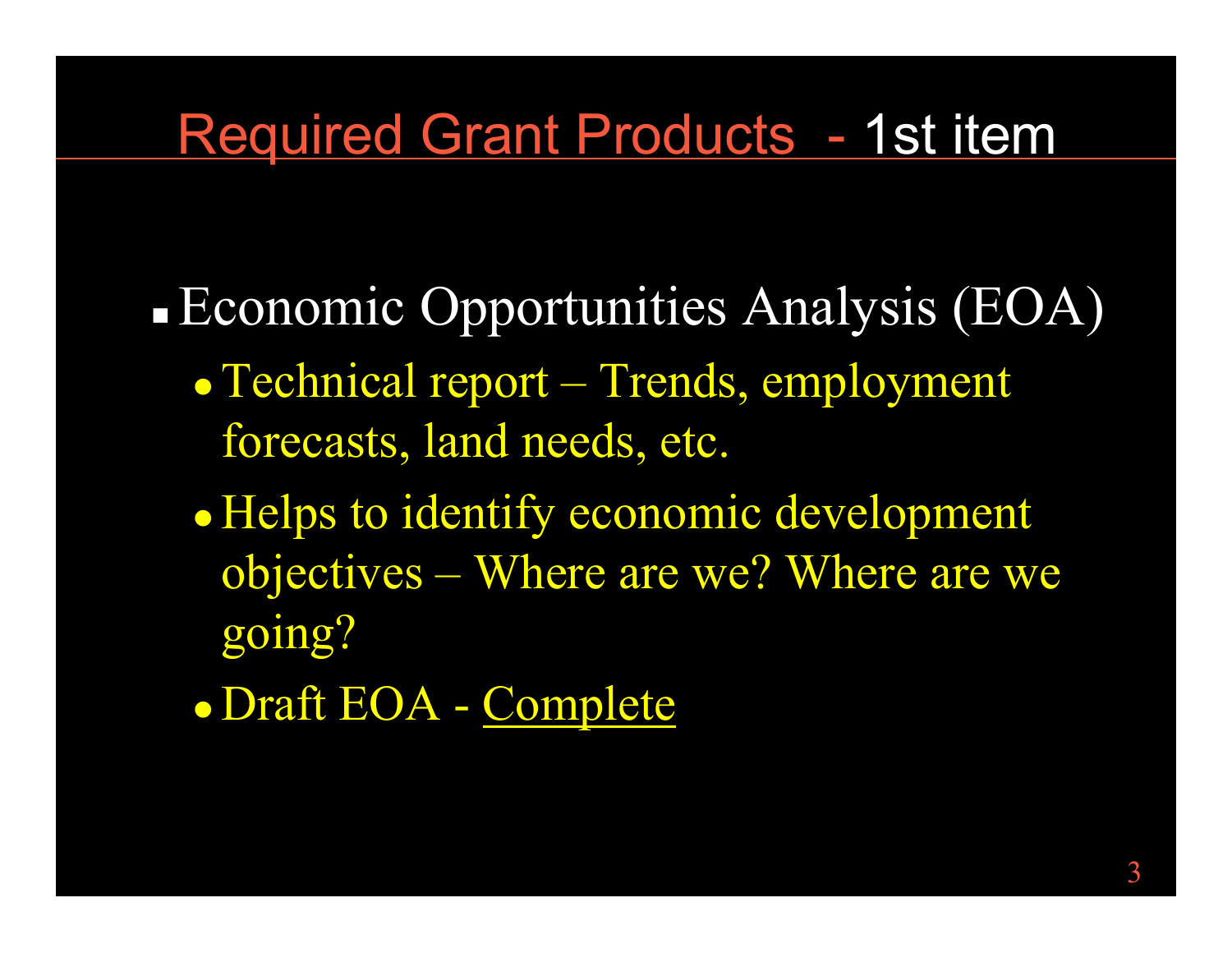# Required Grant Products - 1st item

- Economic Opportunities Analysis (EOA)
  - Technical report – Trends, employment forecasts, land needs, etc.
  - Helps to identify economic development objectives – Where are we? Where are we going?
  - Draft EOA - <u>Complete</u>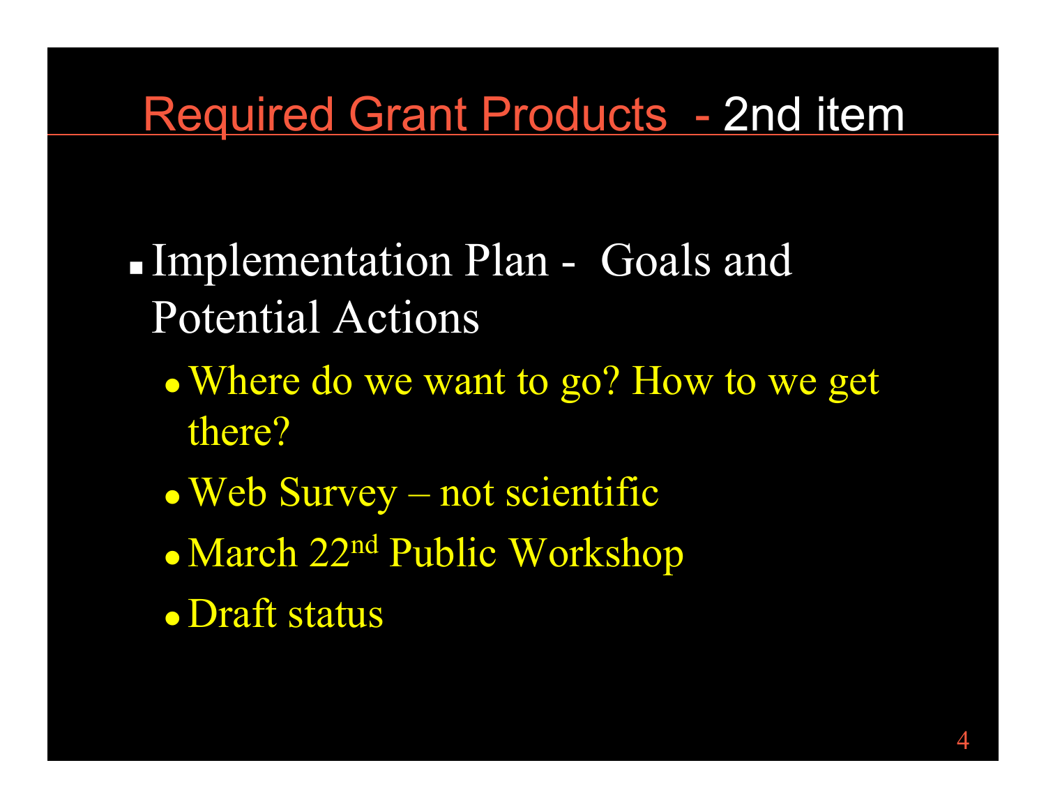## Required Grant Products - 2nd item

- Implementation Plan - Goals and Potential Actions
  - Where do we want to go? How to we get there?
  - Web Survey – not scientific
  - March 22nd Public Workshop
  - Draft status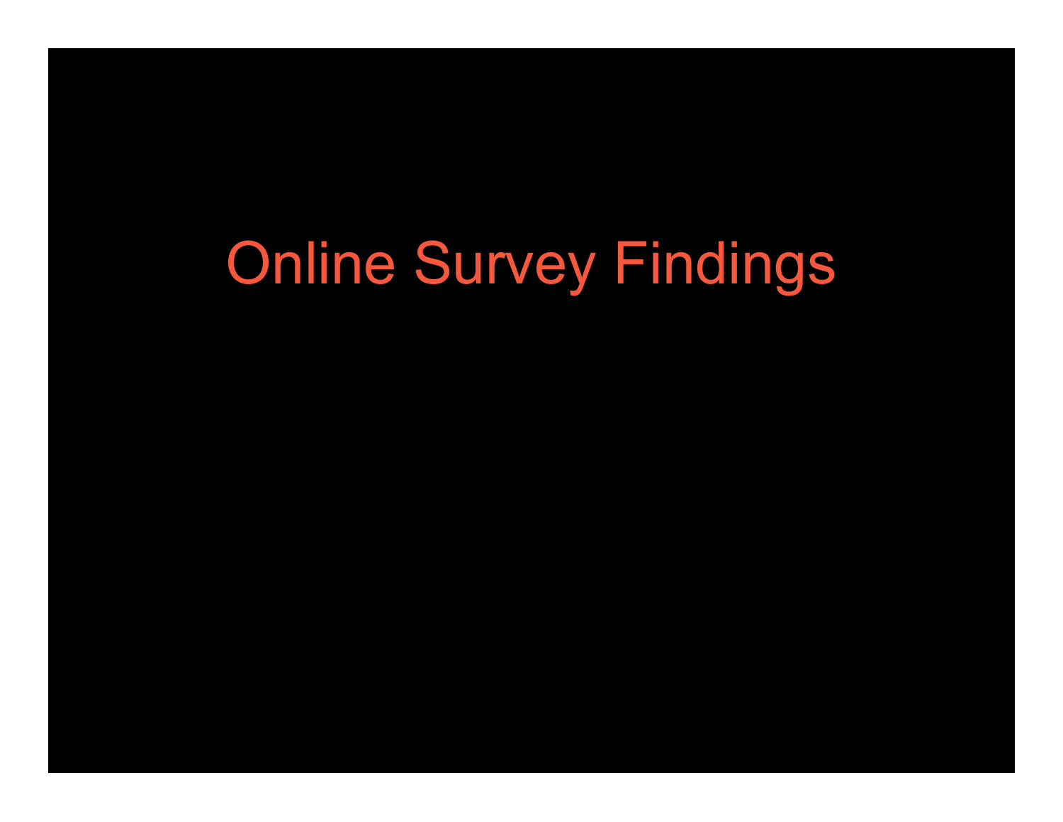# Online Survey Findings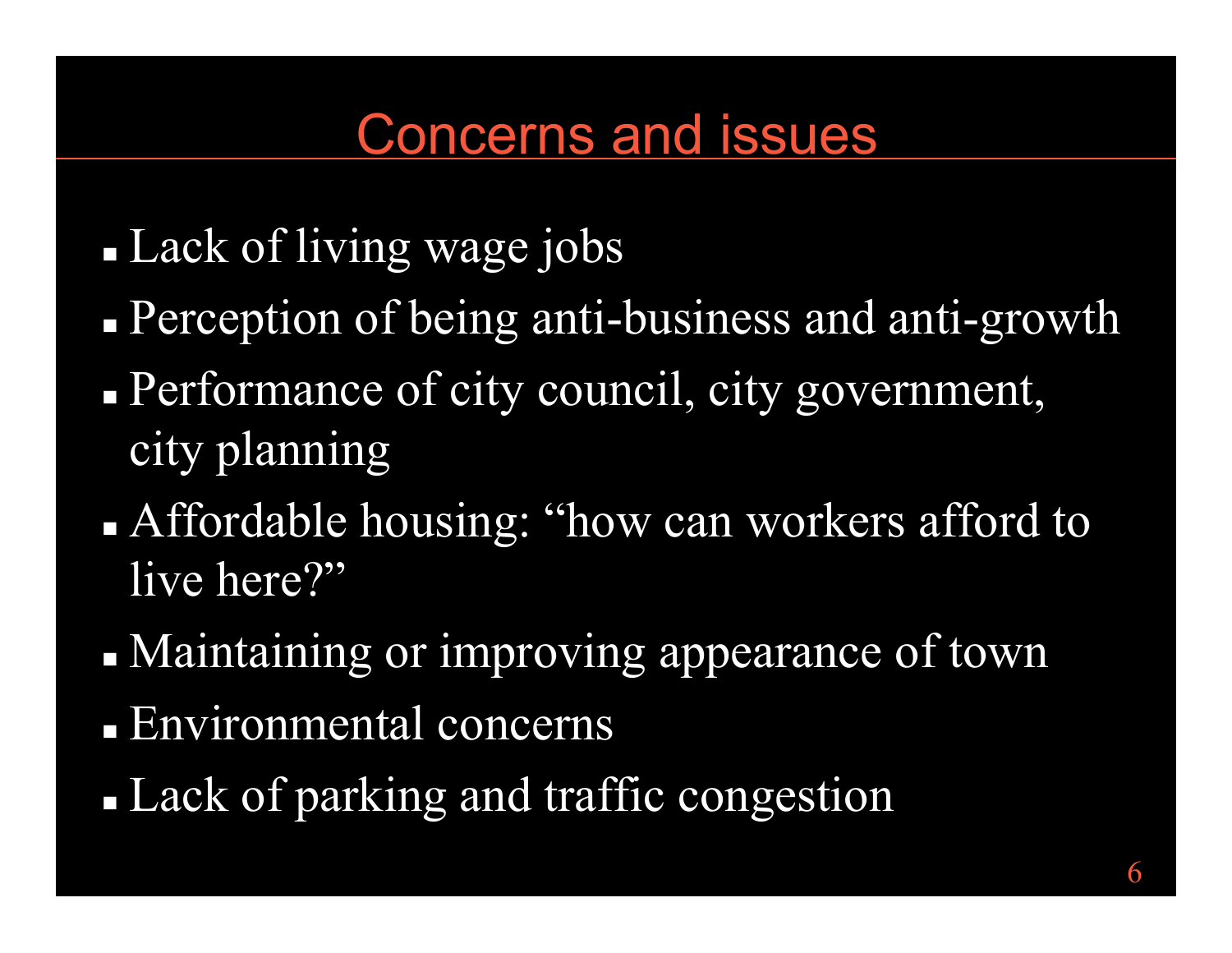# Concerns and issues

- Lack of living wage jobs
- Perception of being anti-business and anti-growth
- Performance of city council, city government, city planning
- Affordable housing: "how can workers afford to live here?"
- Maintaining or improving appearance of town
- Environmental concerns
- Lack of parking and traffic congestion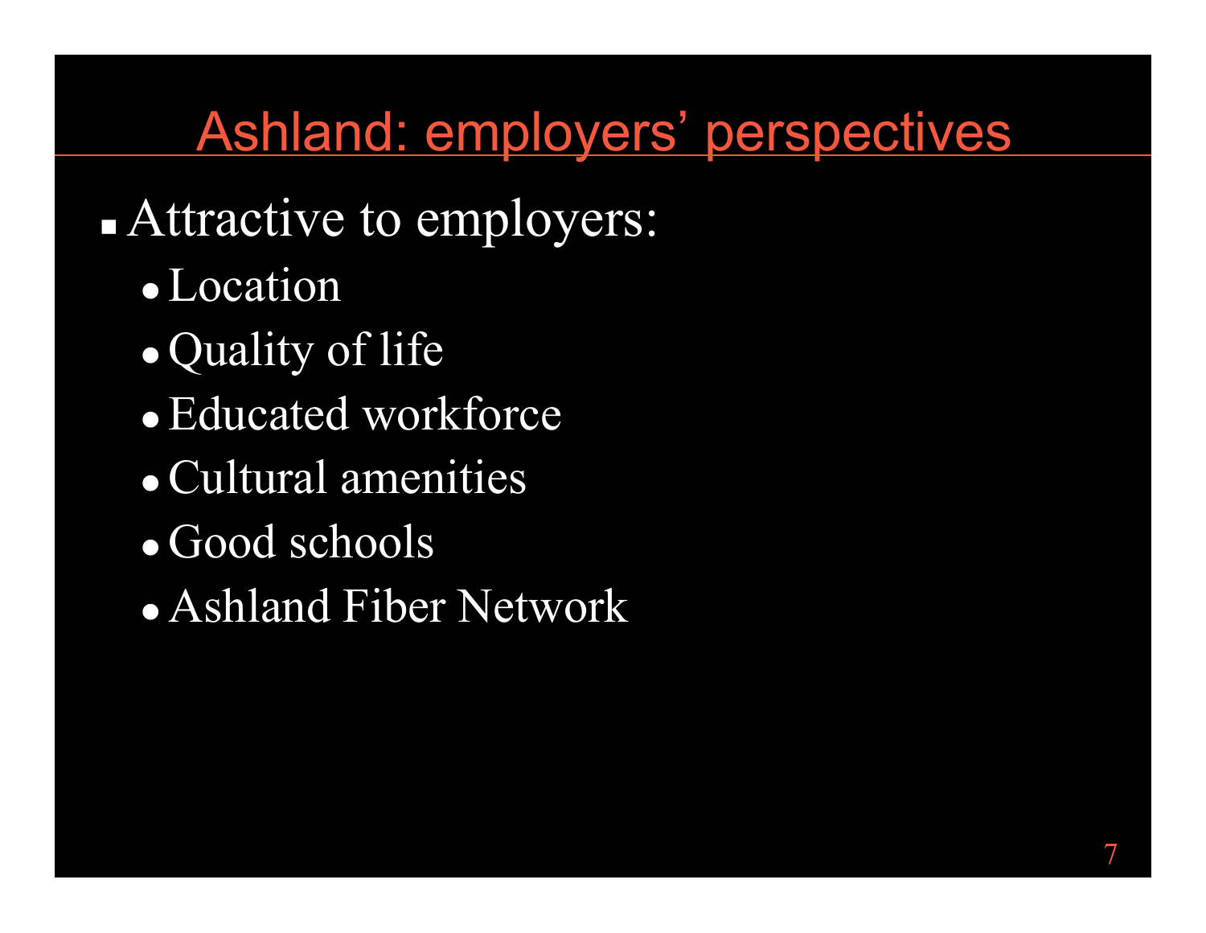# Ashland: employers' perspectives

- Attractive to employers:
  - Location
  - Quality of life
  - Educated workforce
  - Cultural amenities
  - Good schools
  - Ashland Fiber Network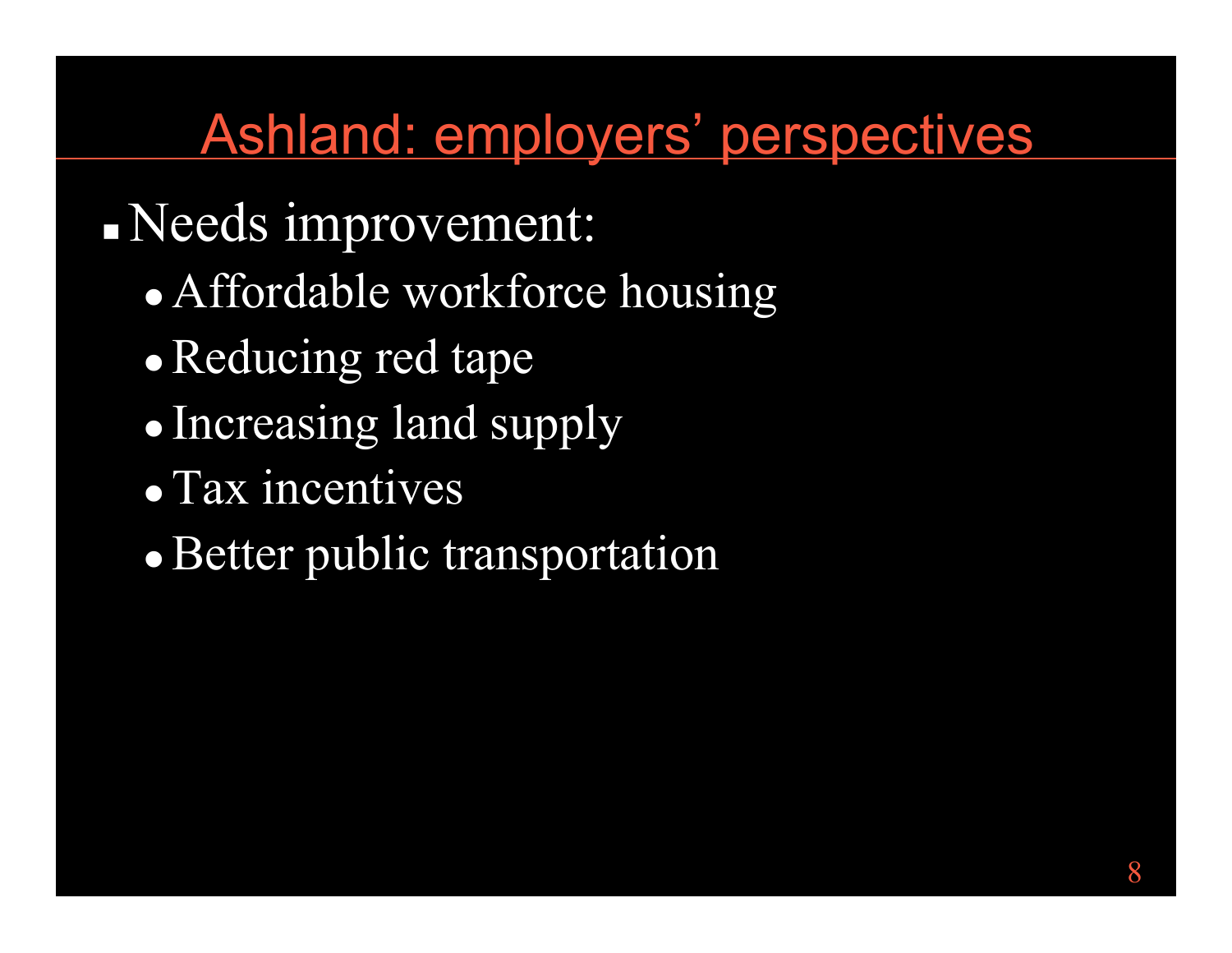# Ashland: employers' perspectives

- Needs improvement:
  - Affordable workforce housing
  - Reducing red tape
  - Increasing land supply
  - Tax incentives
  - Better public transportation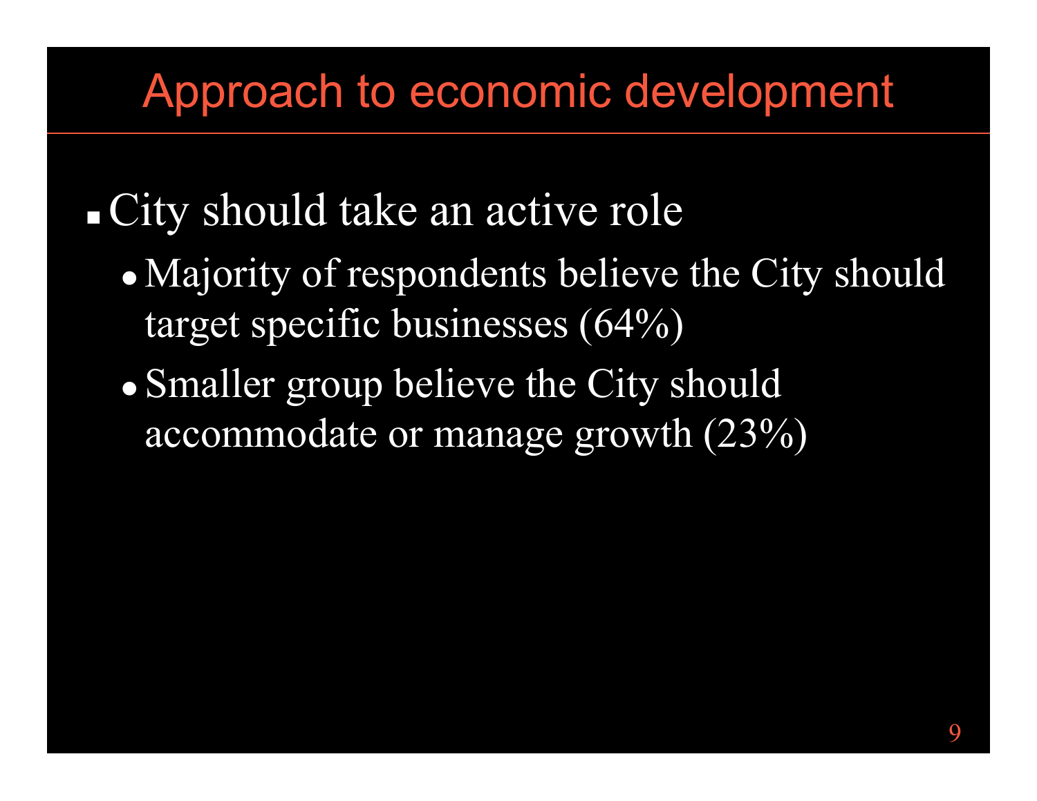# Approach to economic development

- City should take an active role
  - Majority of respondents believe the City should target specific businesses (64%)
  - Smaller group believe the City should accommodate or manage growth (23%)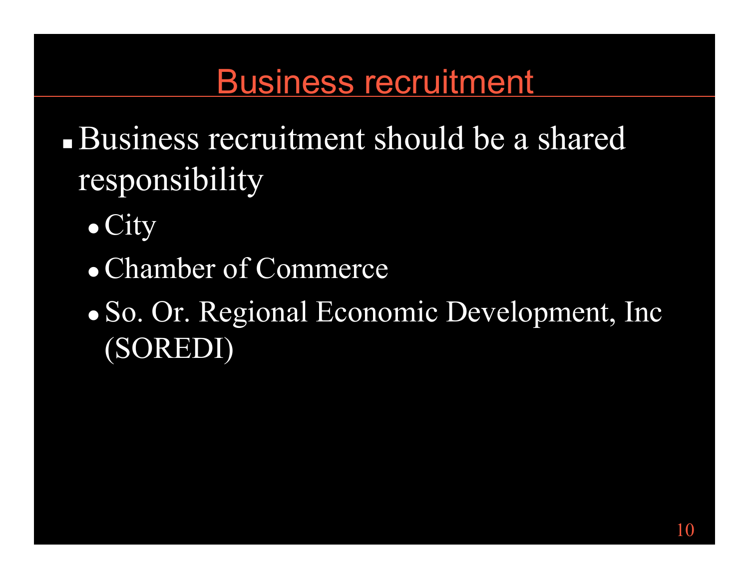# Business recruitment

- Business recruitment should be a shared responsibility
  - City
  - Chamber of Commerce
  - So. Or. Regional Economic Development, Inc (SOREDI)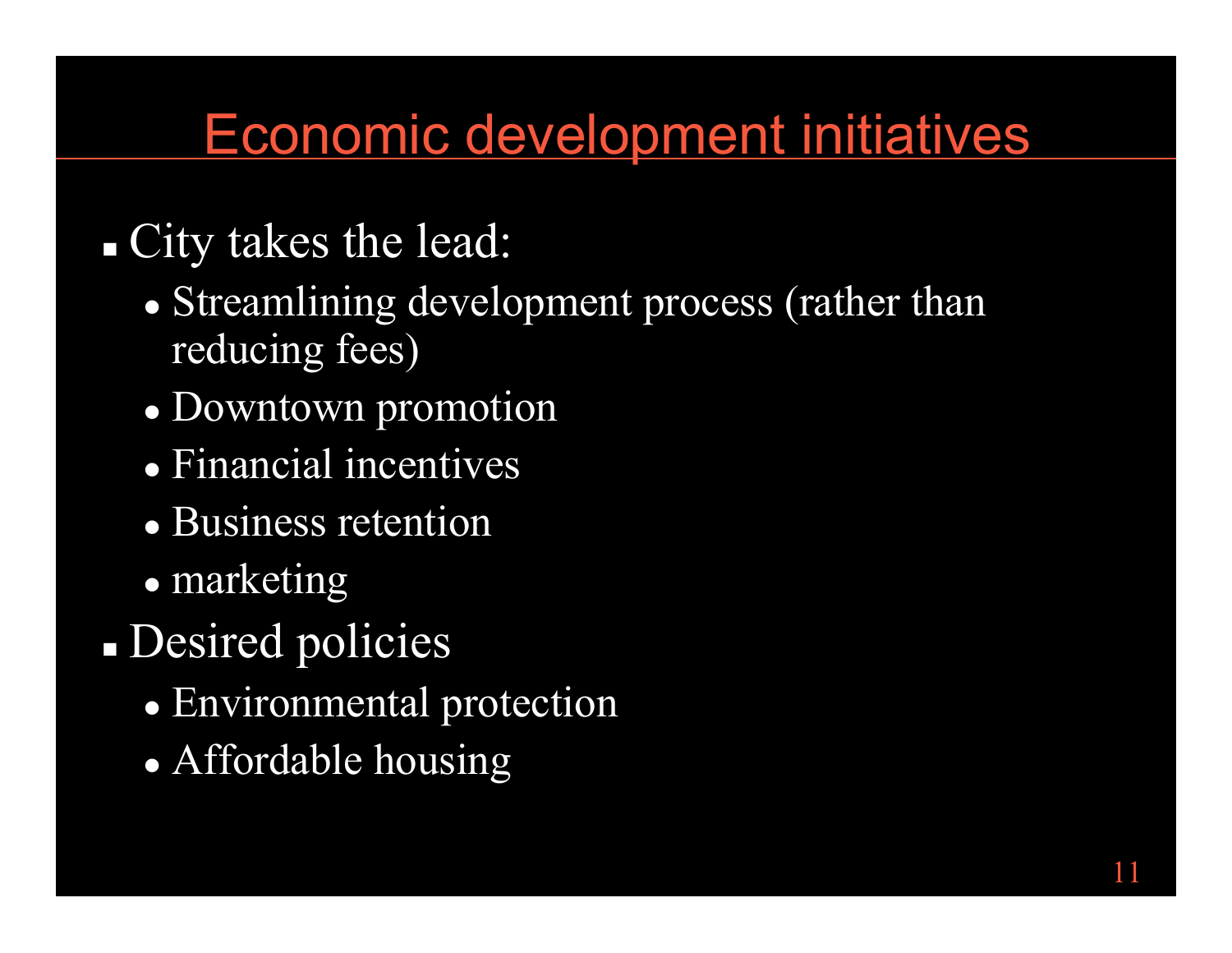# Economic development initiatives

- City takes the lead:
  - Streamlining development process (rather than reducing fees)
  - Downtown promotion
  - Financial incentives
  - Business retention
  - marketing
- Desired policies
  - Environmental protection
  - Affordable housing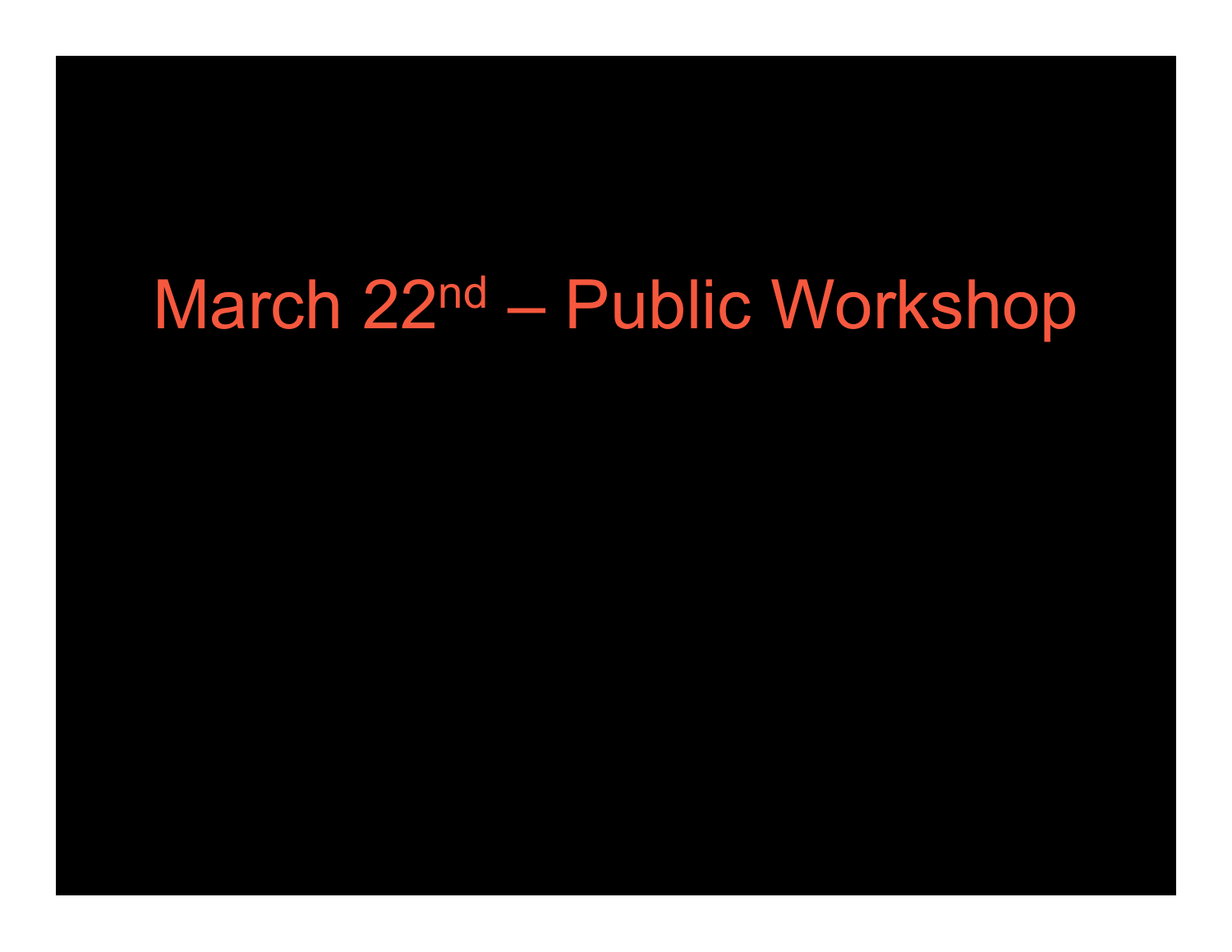# March 22nd – Public Workshop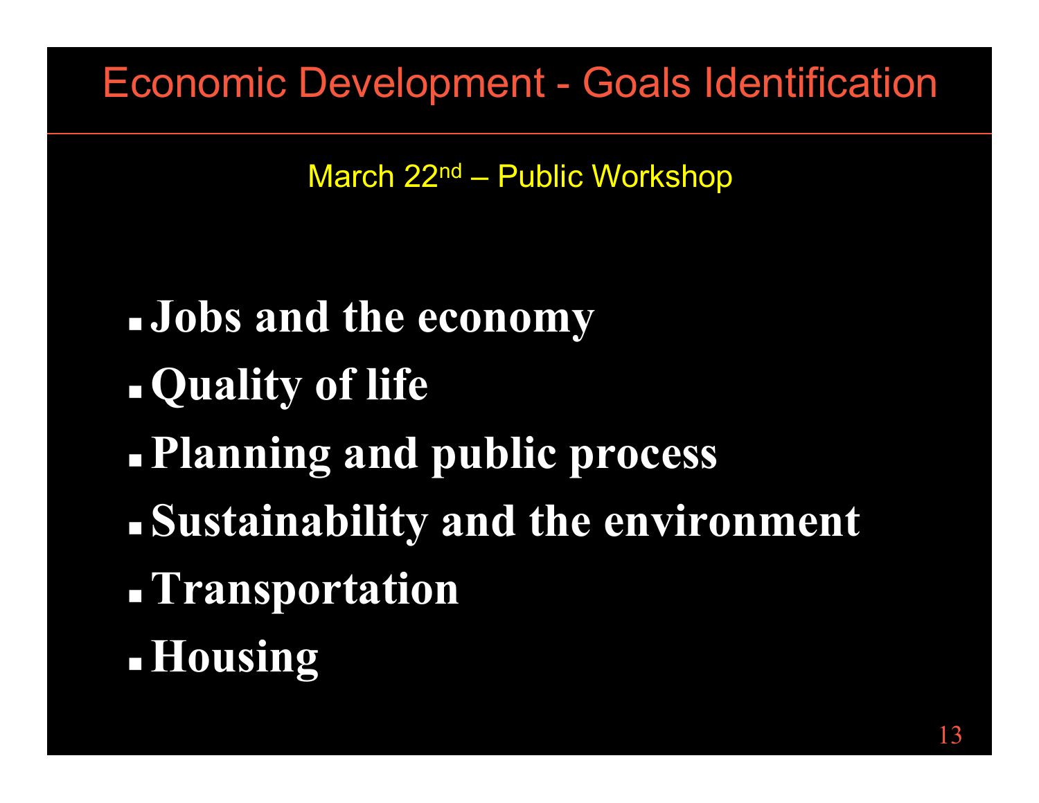# Economic Development - Goals Identification

March 22nd – Public Workshop

- **Jobs and the economy**
- **Quality of life**
- **Planning and public process**
- **Sustainability and the environment**
- **Transportation**
- **Housing**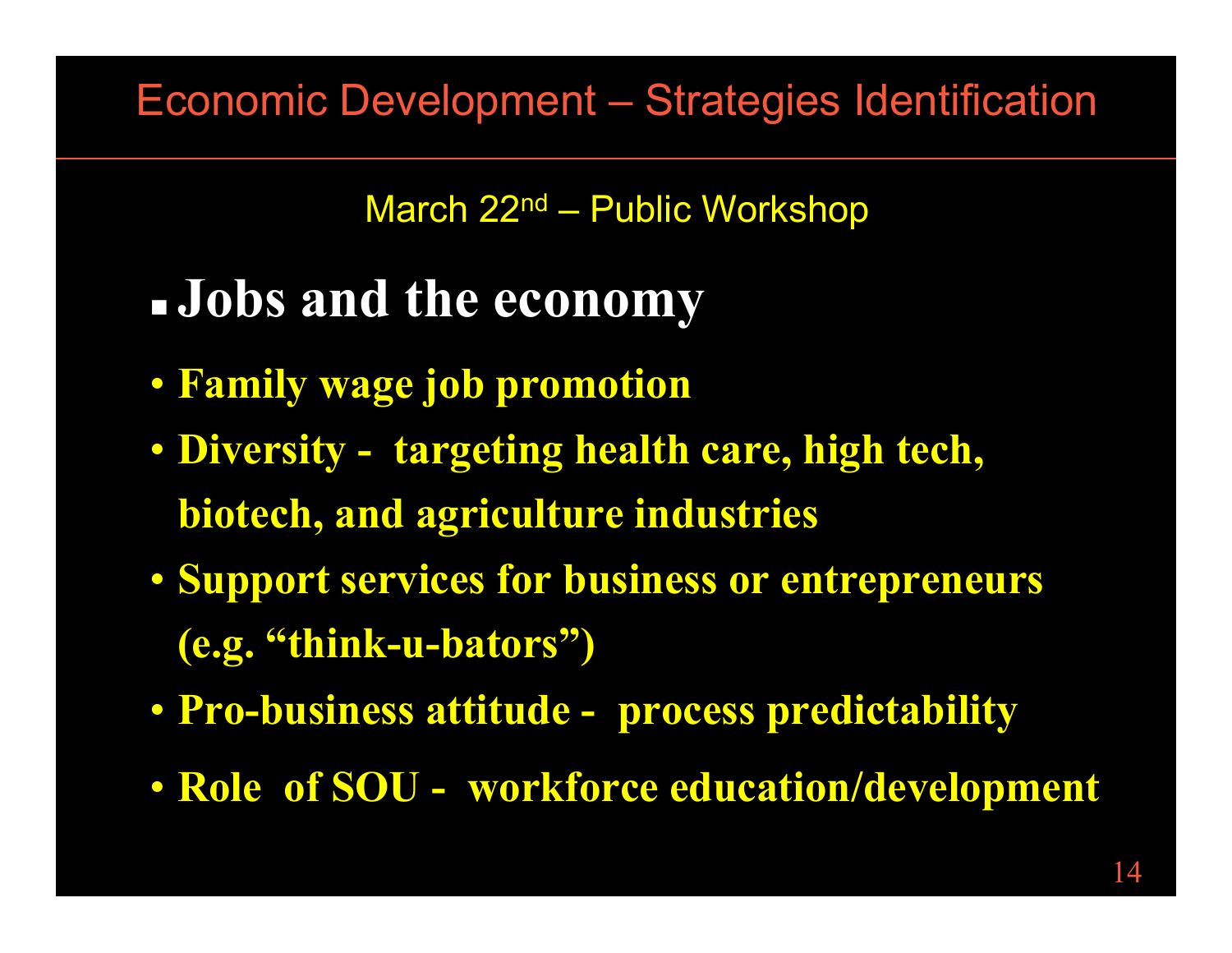# Economic Development – Strategies Identification

March 22nd – Public Workshop

- **Jobs and the economy**

- **Family wage job promotion**
- **Diversity - targeting health care, high tech, biotech, and agriculture industries**
- **Support services for business or entrepreneurs (e.g. "think-u-bators")**
- **Pro-business attitude - process predictability**
- **Role of SOU - workforce education/development**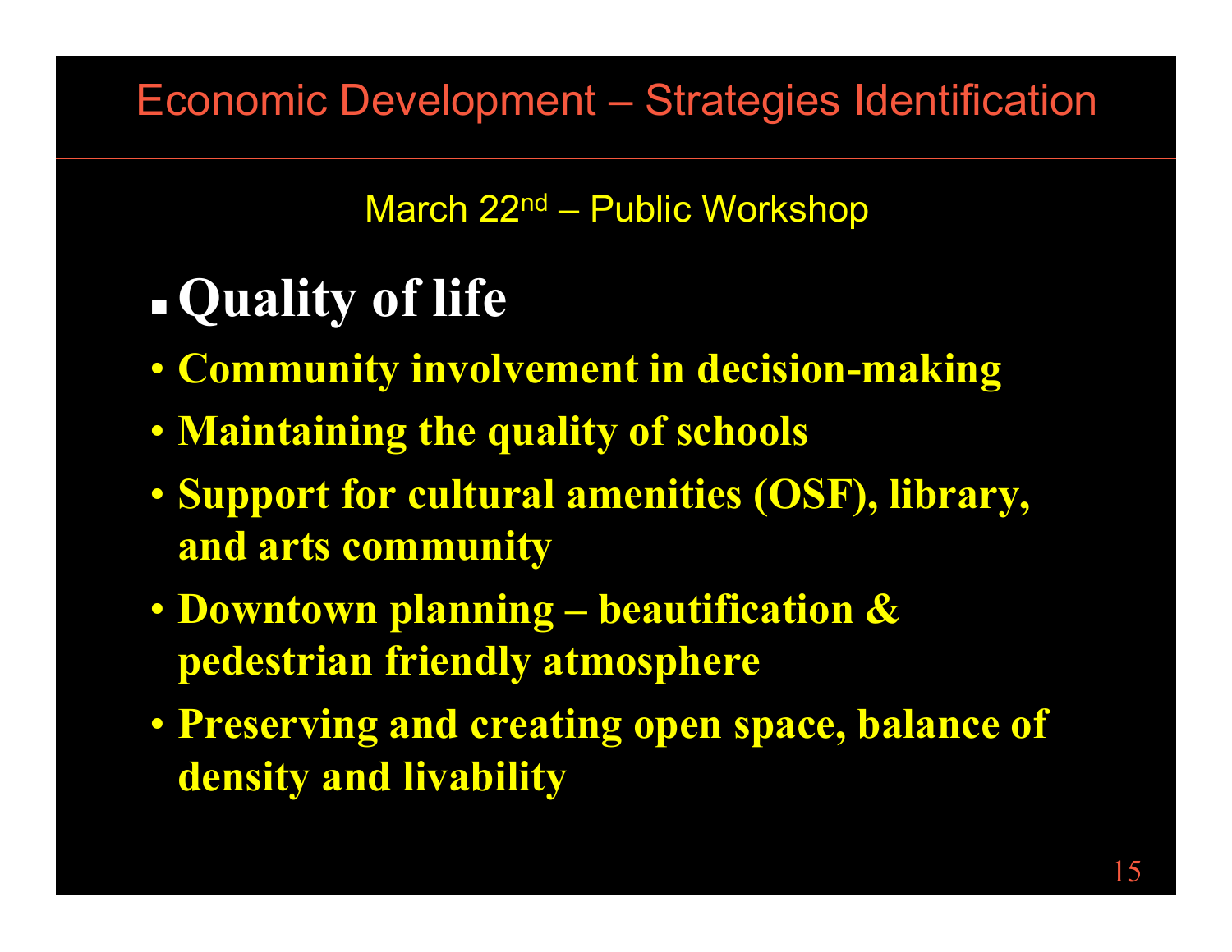# Economic Development – Strategies Identification

March 22nd – Public Workshop

- **Quality of life**
  - **Community involvement in decision-making**
  - **Maintaining the quality of schools**
  - **Support for cultural amenities (OSF), library, and arts community**
  - **Downtown planning – beautification & pedestrian friendly atmosphere**
  - **Preserving and creating open space, balance of density and livability**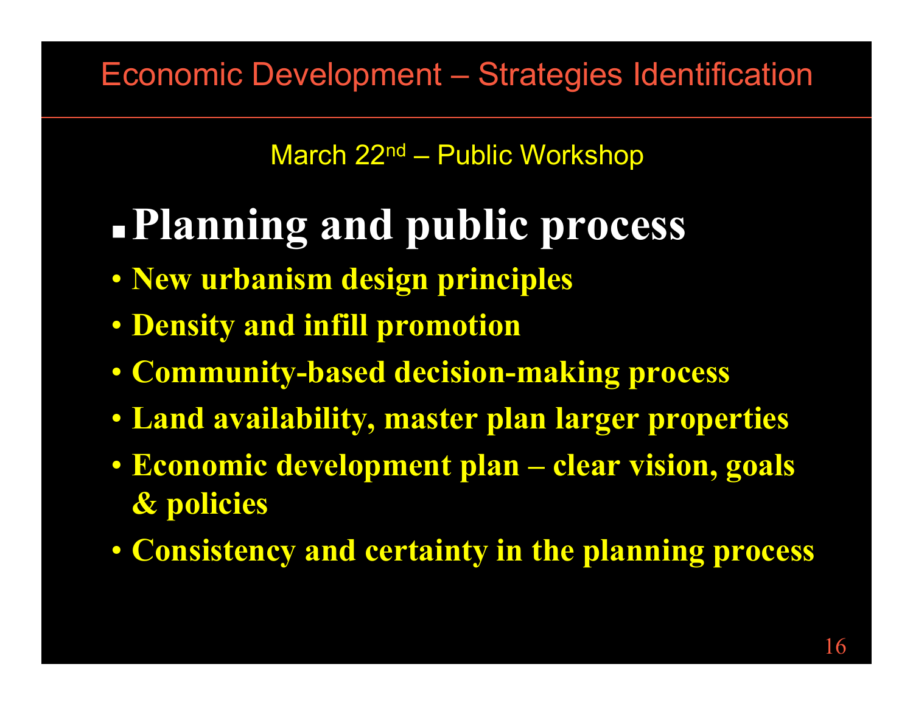# Economic Development – Strategies Identification

March 22nd – Public Workshop

## Planning and public process

- **New urbanism design principles**
- **Density and infill promotion**
- **Community-based decision-making process**
- **Land availability, master plan larger properties**
- **Economic development plan – clear vision, goals & policies**
- **Consistency and certainty in the planning process**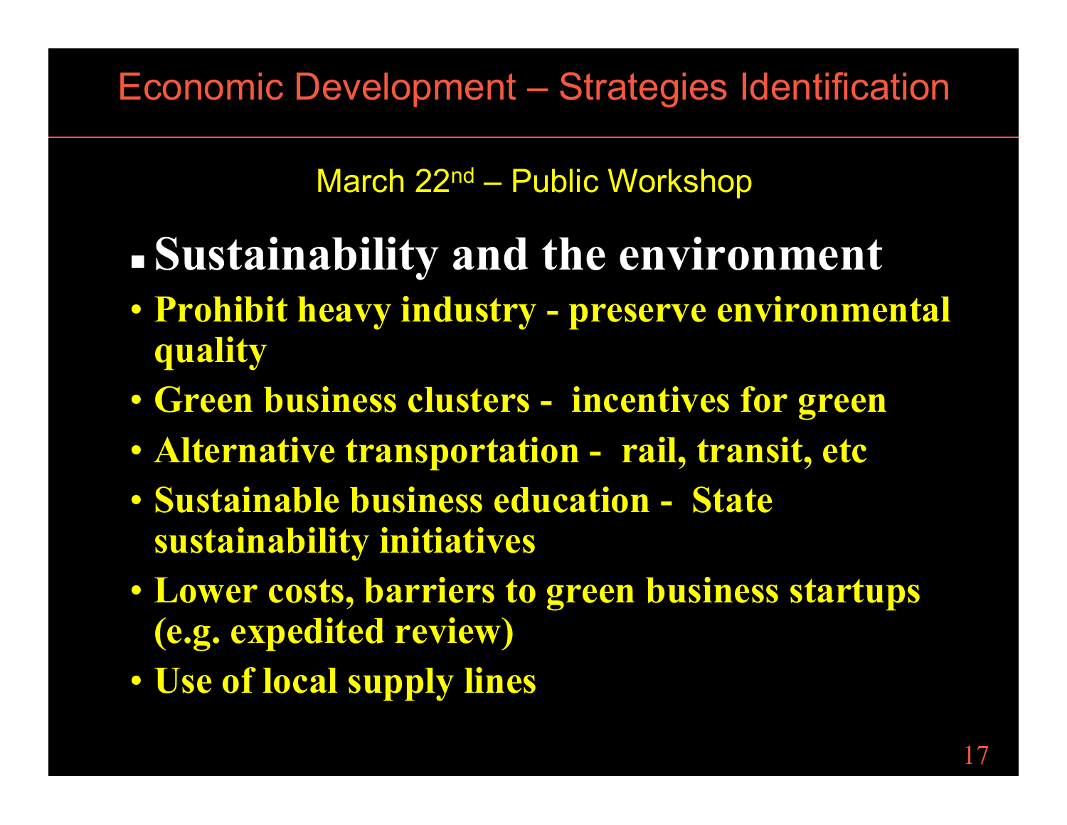# Economic Development – Strategies Identification

March 22nd – Public Workshop

- **Sustainability and the environment**
  - **Prohibit heavy industry - preserve environmental quality**
  - **Green business clusters - incentives for green**
  - **Alternative transportation - rail, transit, etc**
  - **Sustainable business education - State sustainability initiatives**
  - **Lower costs, barriers to green business startups (e.g. expedited review)**
  - **Use of local supply lines**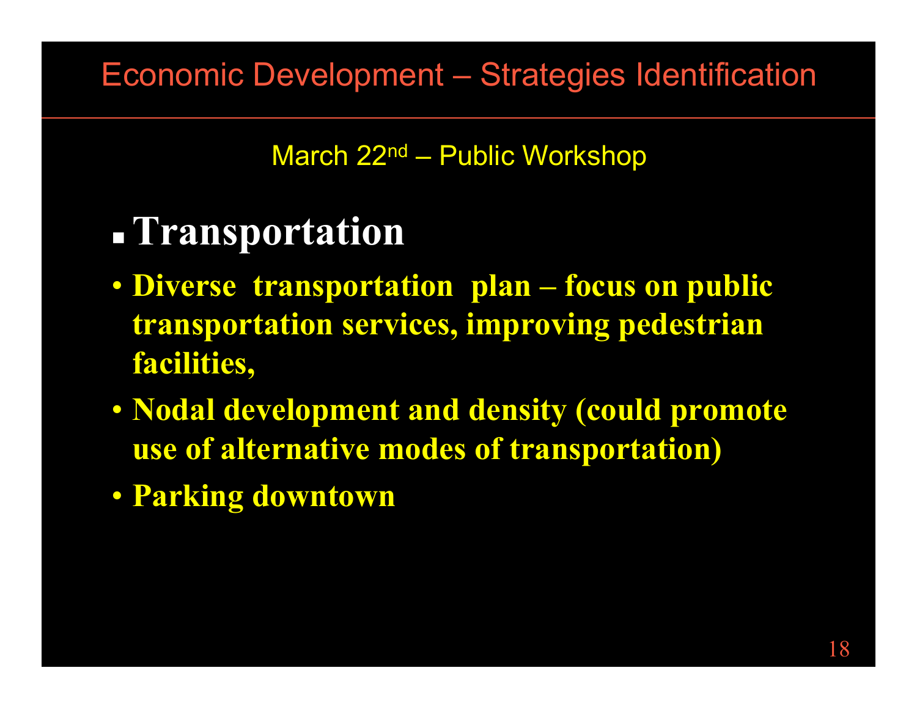# Economic Development – Strategies Identification

March 22nd – Public Workshop

## Transportation

- **Diverse transportation plan – focus on public transportation services, improving pedestrian facilities,**
- **Nodal development and density (could promote use of alternative modes of transportation)**
- **Parking downtown**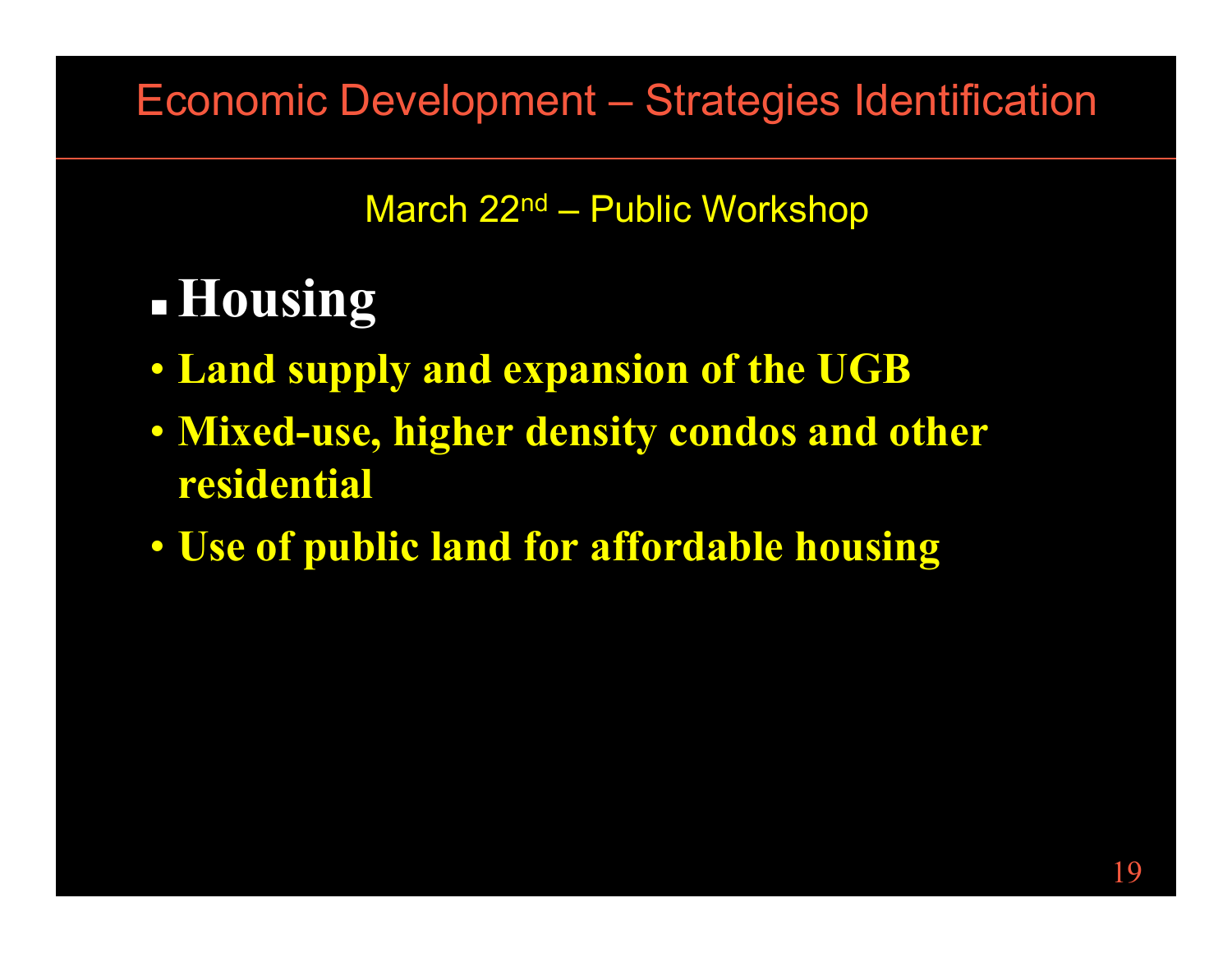# Economic Development – Strategies Identification

March 22nd – Public Workshop

- **Housing**
  - **Land supply and expansion of the UGB**
  - **Mixed-use, higher density condos and other residential**
  - **Use of public land for affordable housing**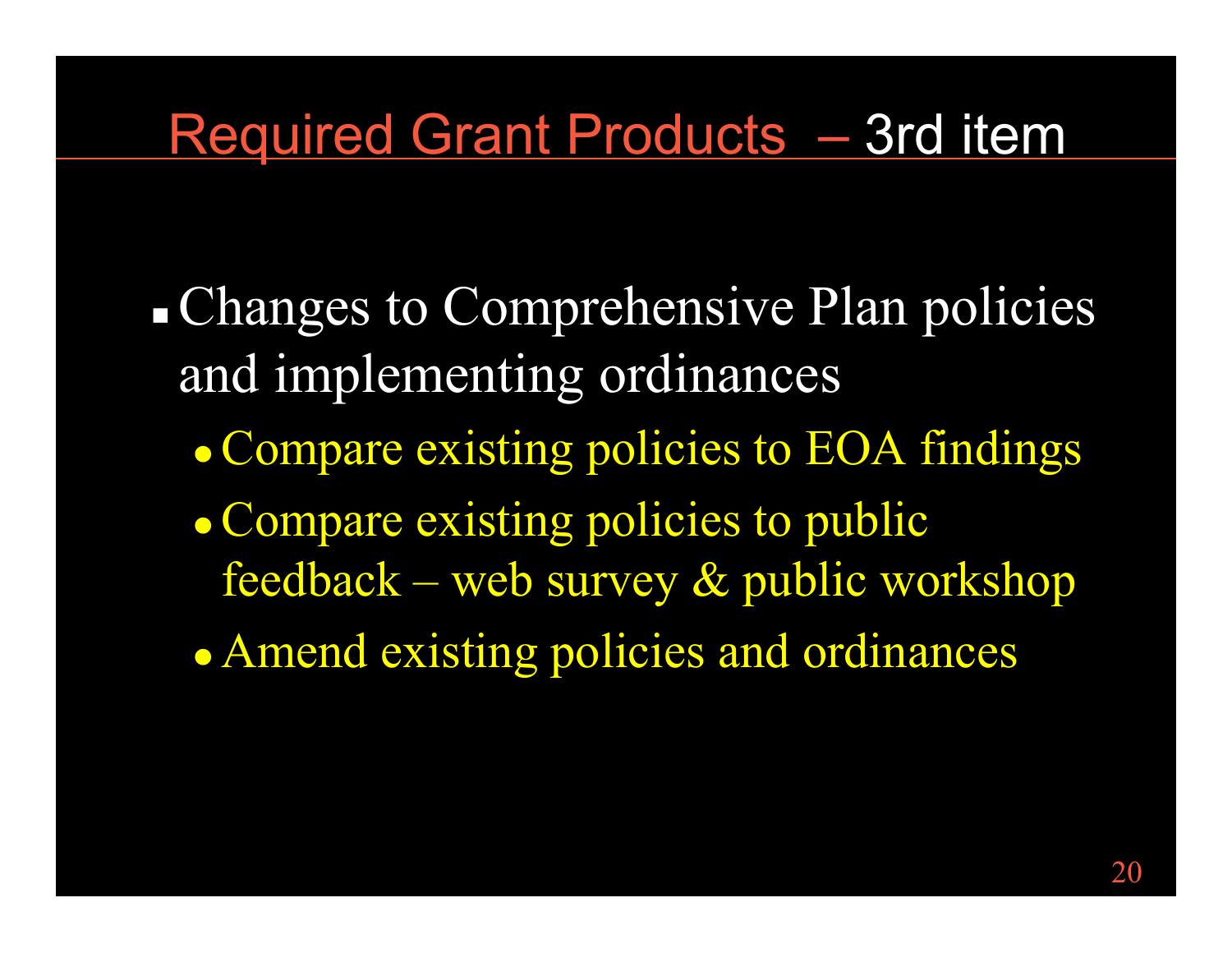# Required Grant Products – 3rd item

- Changes to Comprehensive Plan policies and implementing ordinances
  - Compare existing policies to EOA findings
  - Compare existing policies to public feedback – web survey & public workshop
  - Amend existing policies and ordinances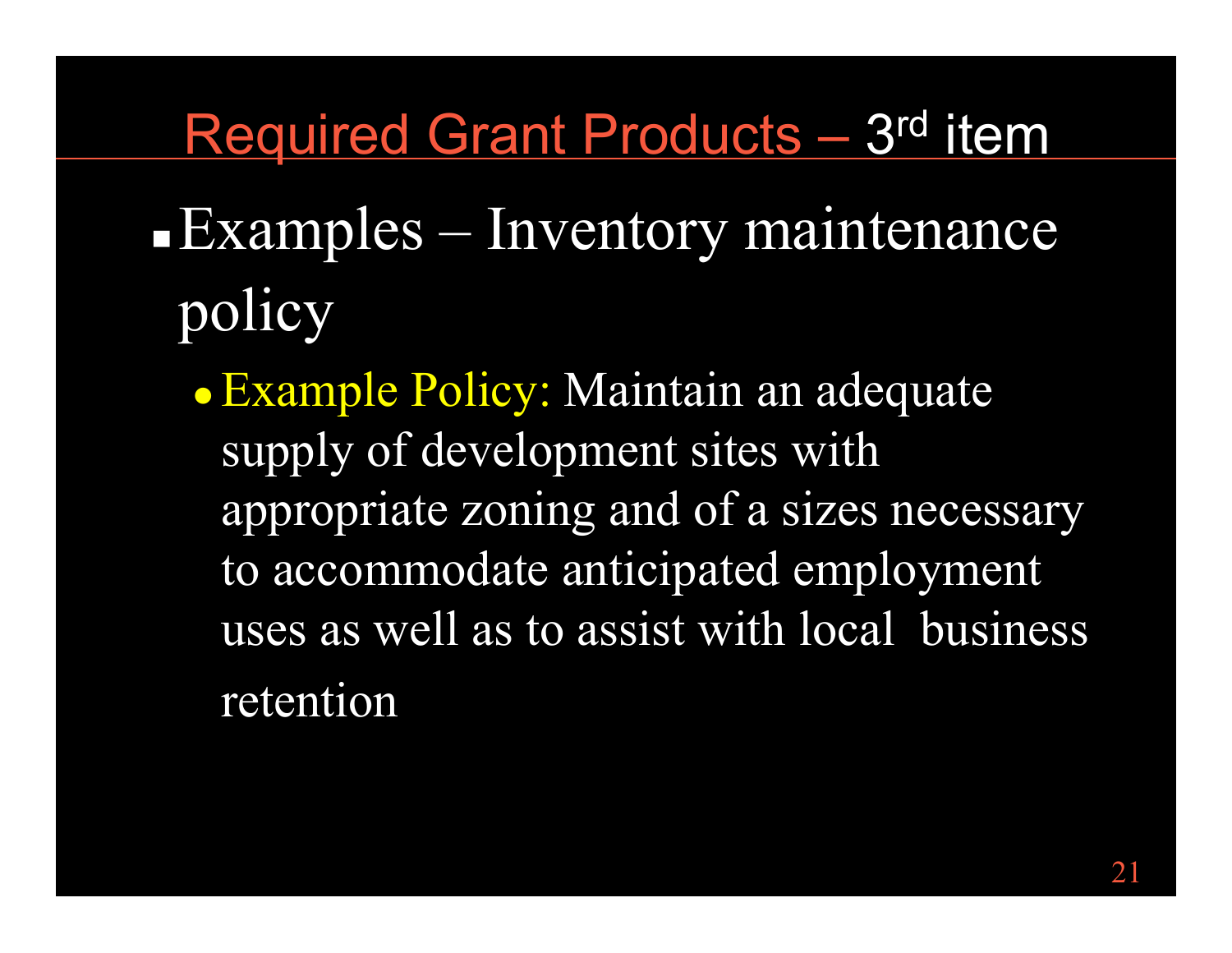## Required Grant Products – 3rd item

- Examples – Inventory maintenance policy
  - Example Policy: Maintain an adequate supply of development sites with appropriate zoning and of a sizes necessary to accommodate anticipated employment uses as well as to assist with local business retention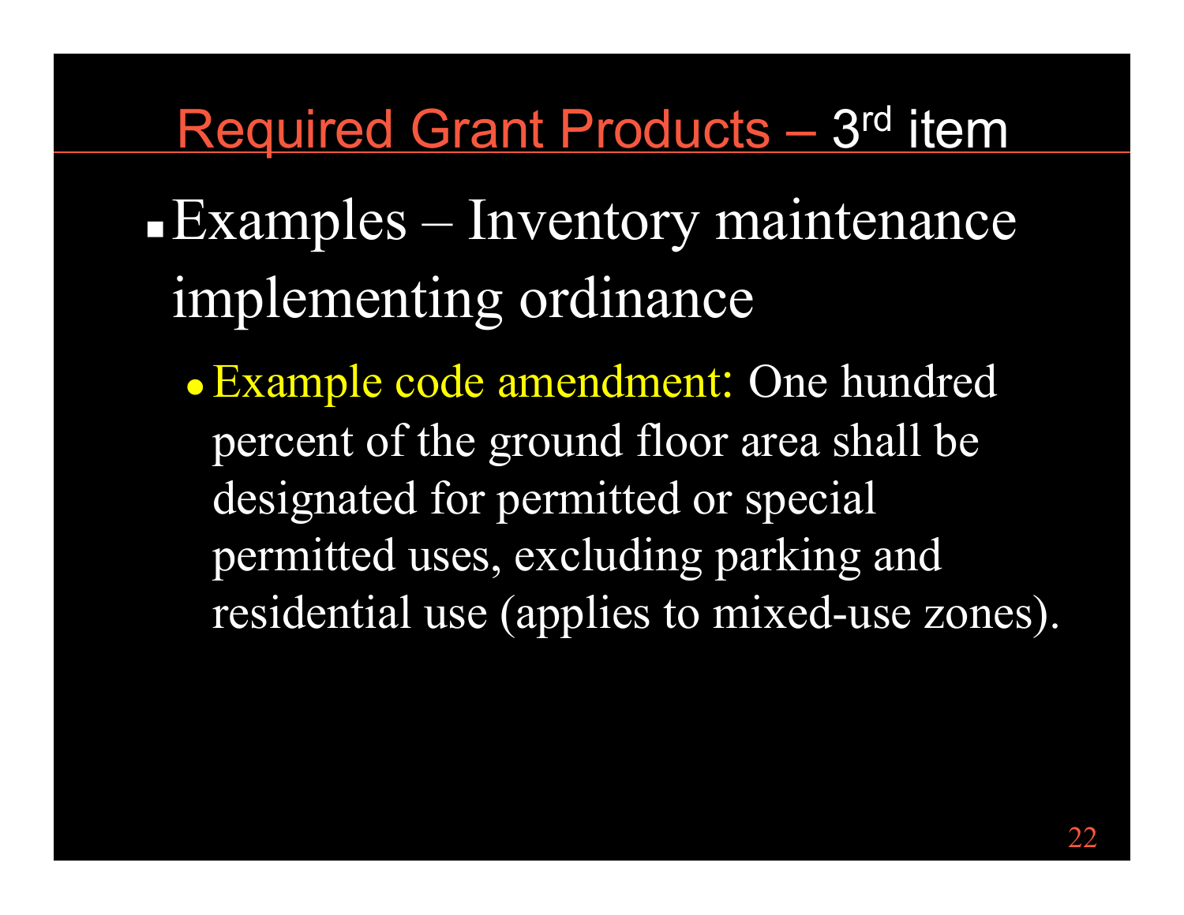# Required Grant Products – 3rd item

- Examples – Inventory maintenance implementing ordinance
  - Example code amendment: One hundred percent of the ground floor area shall be designated for permitted or special permitted uses, excluding parking and residential use (applies to mixed-use zones).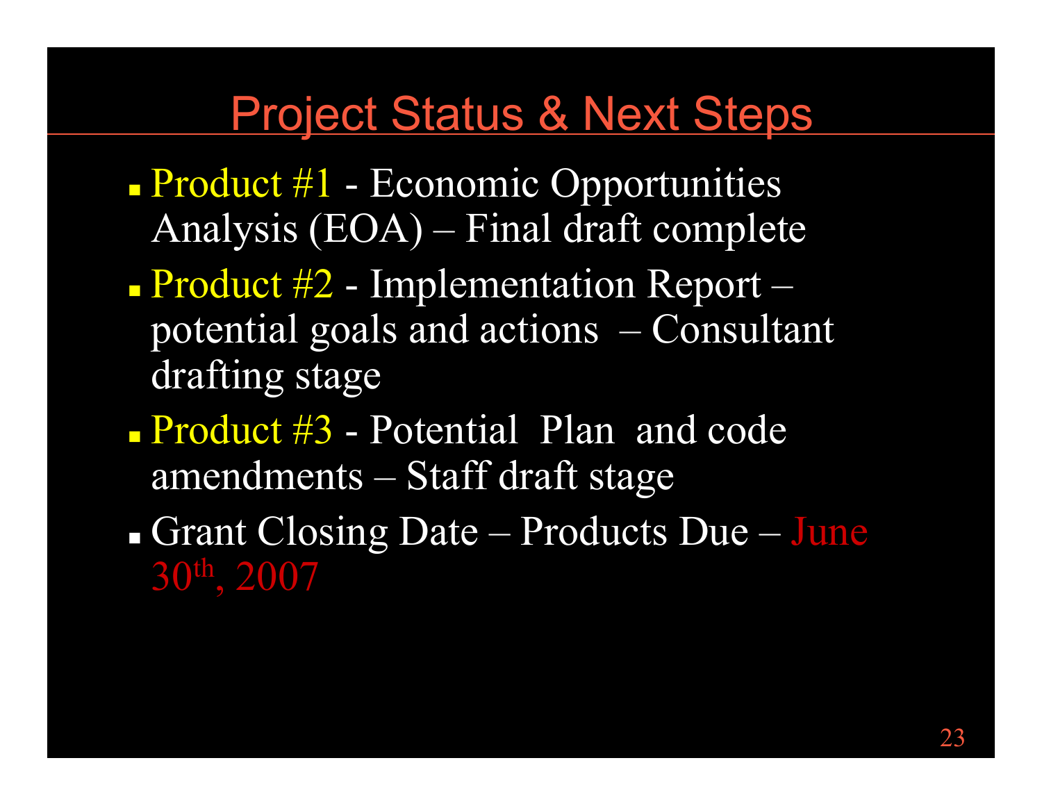# Project Status & Next Steps

- Product #1 - Economic Opportunities Analysis (EOA) – Final draft complete
- Product #2 - Implementation Report – potential goals and actions – Consultant drafting stage
- Product #3 - Potential Plan and code amendments – Staff draft stage
- Grant Closing Date – Products Due – June 30th, 2007